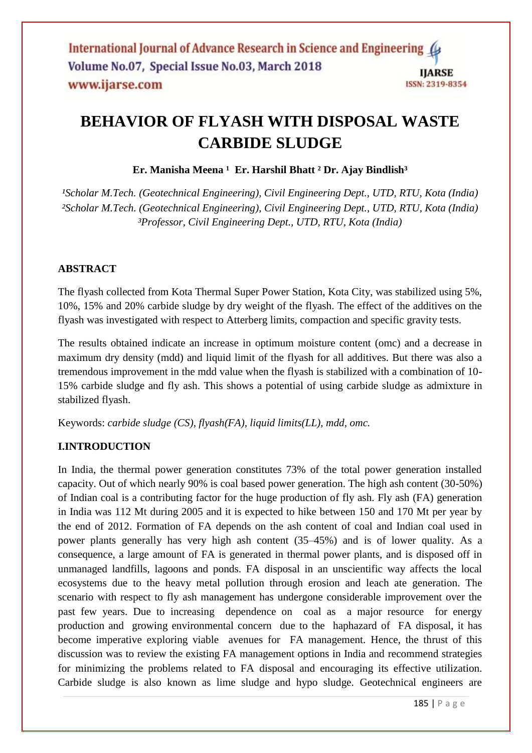# BEHAVIOR OF FLYASH WITH DISPOSAL WASTE CARBIDE SLUDGE

**Er. Manisha Meena [1] Er. Harshil Bhatt [2] Dr. Ajay Bindlish[3]**

*[1]Scholar M.Tech. (Geotechnical Engineering), Civil Engineering Dept., UTD, RTU, Kota (India)*
*[2]Scholar M.Tech. (Geotechnical Engineering), Civil Engineering Dept., UTD, RTU, Kota (India)*
*[3]Professor, Civil Engineering Dept., UTD, RTU, Kota (India)*

## ABSTRACT

The flyash collected from Kota Thermal Super Power Station, Kota City, was stabilized using 5%, 10%, 15% and 20% carbide sludge by dry weight of the flyash. The effect of the additives on the flyash was investigated with respect to Atterberg limits, compaction and specific gravity tests.

The results obtained indicate an increase in optimum moisture content (omc) and a decrease in maximum dry density (mdd) and liquid limit of the flyash for all additives. But there was also a tremendous improvement in the mdd value when the flyash is stabilized with a combination of 10-15% carbide sludge and fly ash. This shows a potential of using carbide sludge as admixture in stabilized flyash.

Keywords: *carbide sludge (CS), flyash(FA), liquid limits(LL), mdd, omc.*

## I.INTRODUCTION

In India, the thermal power generation constitutes 73% of the total power generation installed capacity. Out of which nearly 90% is coal based power generation. The high ash content (30-50%) of Indian coal is a contributing factor for the huge production of fly ash. Fly ash (FA) generation in India was 112 Mt during 2005 and it is expected to hike between 150 and 170 Mt per year by the end of 2012. Formation of FA depends on the ash content of coal and Indian coal used in power plants generally has very high ash content (35–45%) and is of lower quality. As a consequence, a large amount of FA is generated in thermal power plants, and is disposed off in unmanaged landfills, lagoons and ponds. FA disposal in an unscientific way affects the local ecosystems due to the heavy metal pollution through erosion and leach ate generation. The scenario with respect to fly ash management has undergone considerable improvement over the past few years. Due to increasing dependence on coal as a major resource for energy production and growing environmental concern due to the haphazard of FA disposal, it has become imperative exploring viable avenues for FA management. Hence, the thrust of this discussion was to review the existing FA management options in India and recommend strategies for minimizing the problems related to FA disposal and encouraging its effective utilization. Carbide sludge is also known as lime sludge and hypo sludge. Geotechnical engineers are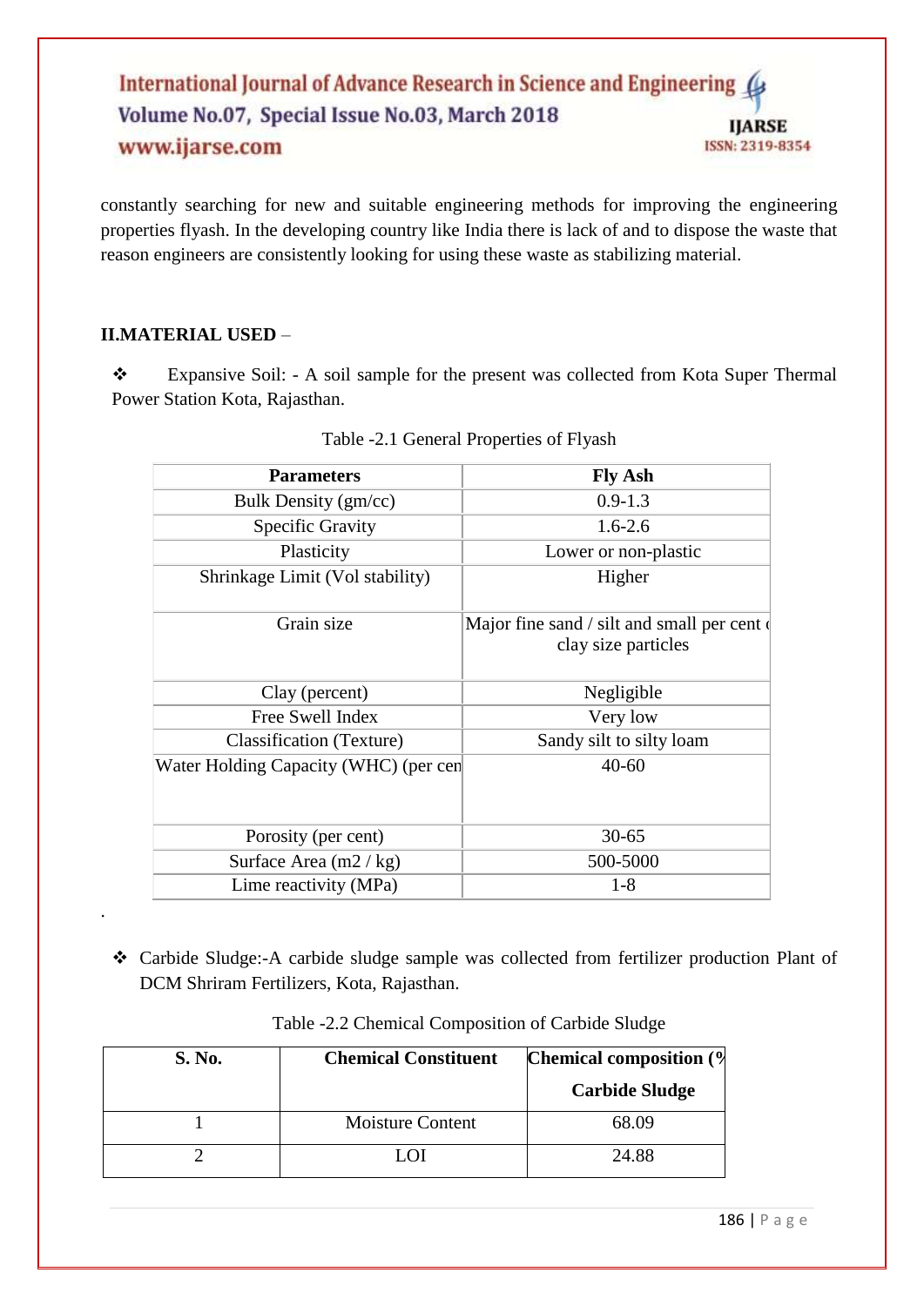constantly searching for new and suitable engineering methods for improving the engineering properties flyash. In the developing country like India there is lack of and to dispose the waste that reason engineers are consistently looking for using these waste as stabilizing material.

## II.MATERIAL USED –

- Expansive Soil: - A soil sample for the present was collected from Kota Super Thermal Power Station Kota, Rajasthan.

Table -2.1 General Properties of Flyash

| Parameters | Fly Ash |
|---|---|
| Bulk Density (gm/cc) | 0.9-1.3 |
| Specific Gravity | 1.6-2.6 |
| Plasticity | Lower or non-plastic |
| Shrinkage Limit (Vol stability) | Higher |
| Grain size | Major fine sand / silt and small per cent c clay size particles |
| Clay (percent) | Negligible |
| Free Swell Index | Very low |
| Classification (Texture) | Sandy silt to silty loam |
| Water Holding Capacity (WHC) (per cen | 40-60 |
| Porosity (per cent) | 30-65 |
| Surface Area (m2 / kg) | 500-5000 |
| Lime reactivity (MPa) | 1-8 |

- Carbide Sludge:-A carbide sludge sample was collected from fertilizer production Plant of DCM Shriram Fertilizers, Kota, Rajasthan.

Table -2.2 Chemical Composition of Carbide Sludge

| S. No. | Chemical Constituent | Chemical composition (% Carbide Sludge |
|---|---|---|
| 1 | Moisture Content | 68.09 |
| 2 | LOI | 24.88 |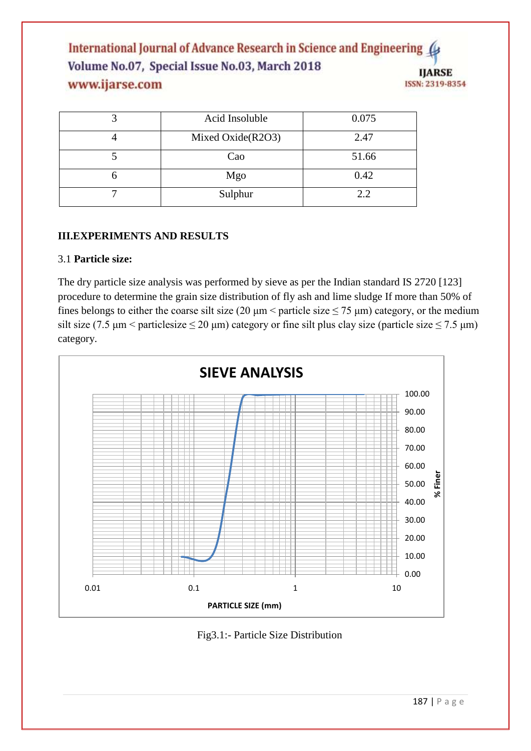| 3 | Acid Insoluble | 0.075 |
|---|---|---|
| 4 | Mixed Oxide($R_2O_3$) | 2.47 |
| 5 | Cao | 51.66 |
| 6 | Mgo | 0.42 |
| 7 | Sulphur | 2.2 |

## III.EXPERIMENTS AND RESULTS

### 3.1 **Particle size:**

The dry particle size analysis was performed by sieve as per the Indian standard IS 2720 [123] procedure to determine the grain size distribution of fly ash and lime sludge If more than 50% of fines belongs to either the coarse silt size (20 μm < particle size ≤ 75 μm) category, or the medium silt size (7.5 μm < particlesize ≤ 20 μm) category or fine silt plus clay size (particle size ≤ 7.5 μm) category.

SIEVE ANALYSIS

Fig3.1:- Particle Size Distribution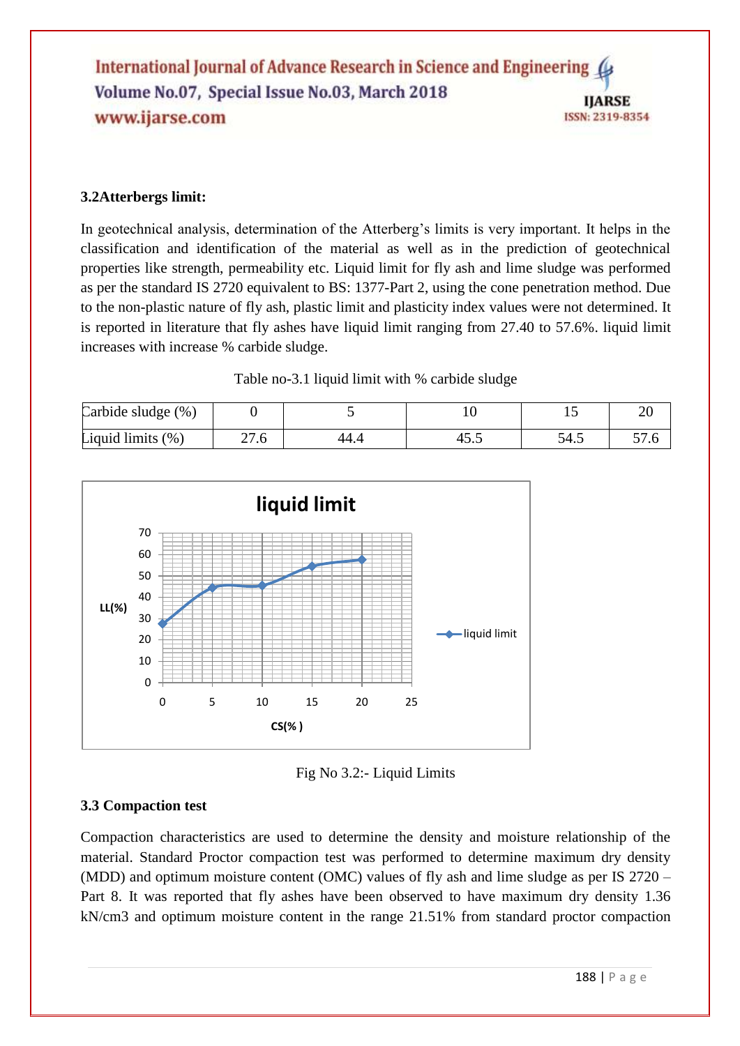### 3.2Atterbergs limit:

In geotechnical analysis, determination of the Atterberg's limits is very important. It helps in the classification and identification of the material as well as in the prediction of geotechnical properties like strength, permeability etc. Liquid limit for fly ash and lime sludge was performed as per the standard IS 2720 equivalent to BS: 1377-Part 2, using the cone penetration method. Due to the non-plastic nature of fly ash, plastic limit and plasticity index values were not determined. It is reported in literature that fly ashes have liquid limit ranging from 27.40 to 57.6%. liquid limit increases with increase % carbide sludge.

Table no-3.1 liquid limit with % carbide sludge

| Carbide sludge (%) | 0 | 5 | 10 | 15 | 20 |
|---|---|---|---|---|---|
| Liquid limits (%) | 27.6 | 44.4 | 45.5 | 54.5 | 57.6 |

Fig No 3.2:- Liquid Limits

### 3.3 Compaction test

Compaction characteristics are used to determine the density and moisture relationship of the material. Standard Proctor compaction test was performed to determine maximum dry density (MDD) and optimum moisture content (OMC) values of fly ash and lime sludge as per IS 2720 – Part 8. It was reported that fly ashes have been observed to have maximum dry density 1.36 kN/cm3 and optimum moisture content in the range 21.51% from standard proctor compaction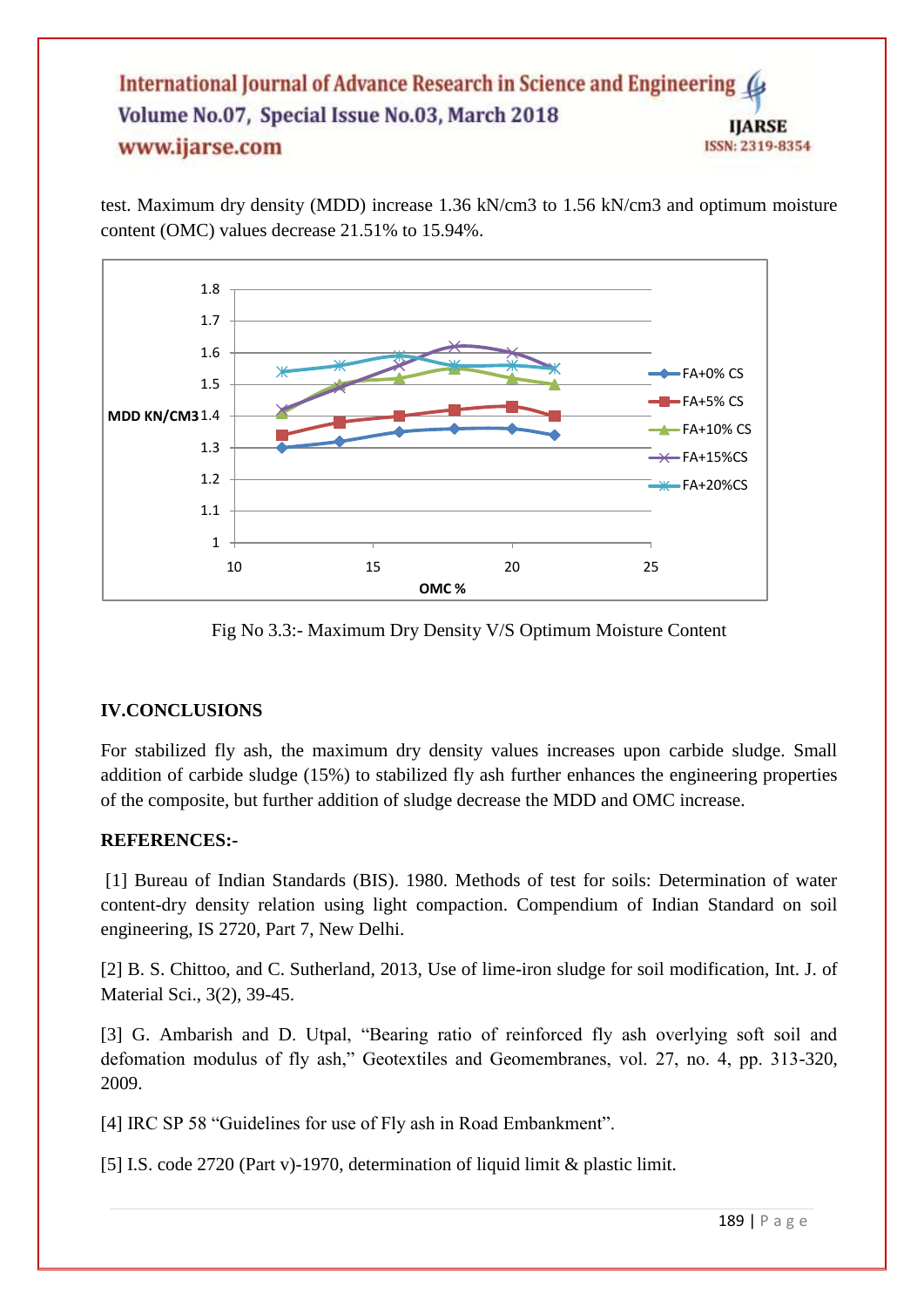test. Maximum dry density (MDD) increase 1.36 kN/cm3 to 1.56 kN/cm3 and optimum moisture content (OMC) values decrease 21.51% to 15.94%.

Fig No 3.3:- Maximum Dry Density V/S Optimum Moisture Content

## IV.CONCLUSIONS

For stabilized fly ash, the maximum dry density values increases upon carbide sludge. Small addition of carbide sludge (15%) to stabilized fly ash further enhances the engineering properties of the composite, but further addition of sludge decrease the MDD and OMC increase.

## REFERENCES:-

[1] Bureau of Indian Standards (BIS). 1980. Methods of test for soils: Determination of water content-dry density relation using light compaction. Compendium of Indian Standard on soil engineering, IS 2720, Part 7, New Delhi.

[2] B. S. Chittoo, and C. Sutherland, 2013, Use of lime-iron sludge for soil modification, Int. J. of Material Sci., 3(2), 39-45.

[3] G. Ambarish and D. Utpal, "Bearing ratio of reinforced fly ash overlying soft soil and defomation modulus of fly ash," Geotextiles and Geomembranes, vol. 27, no. 4, pp. 313-320, 2009.

[4] IRC SP 58 "Guidelines for use of Fly ash in Road Embankment".

[5] I.S. code 2720 (Part v)-1970, determination of liquid limit & plastic limit.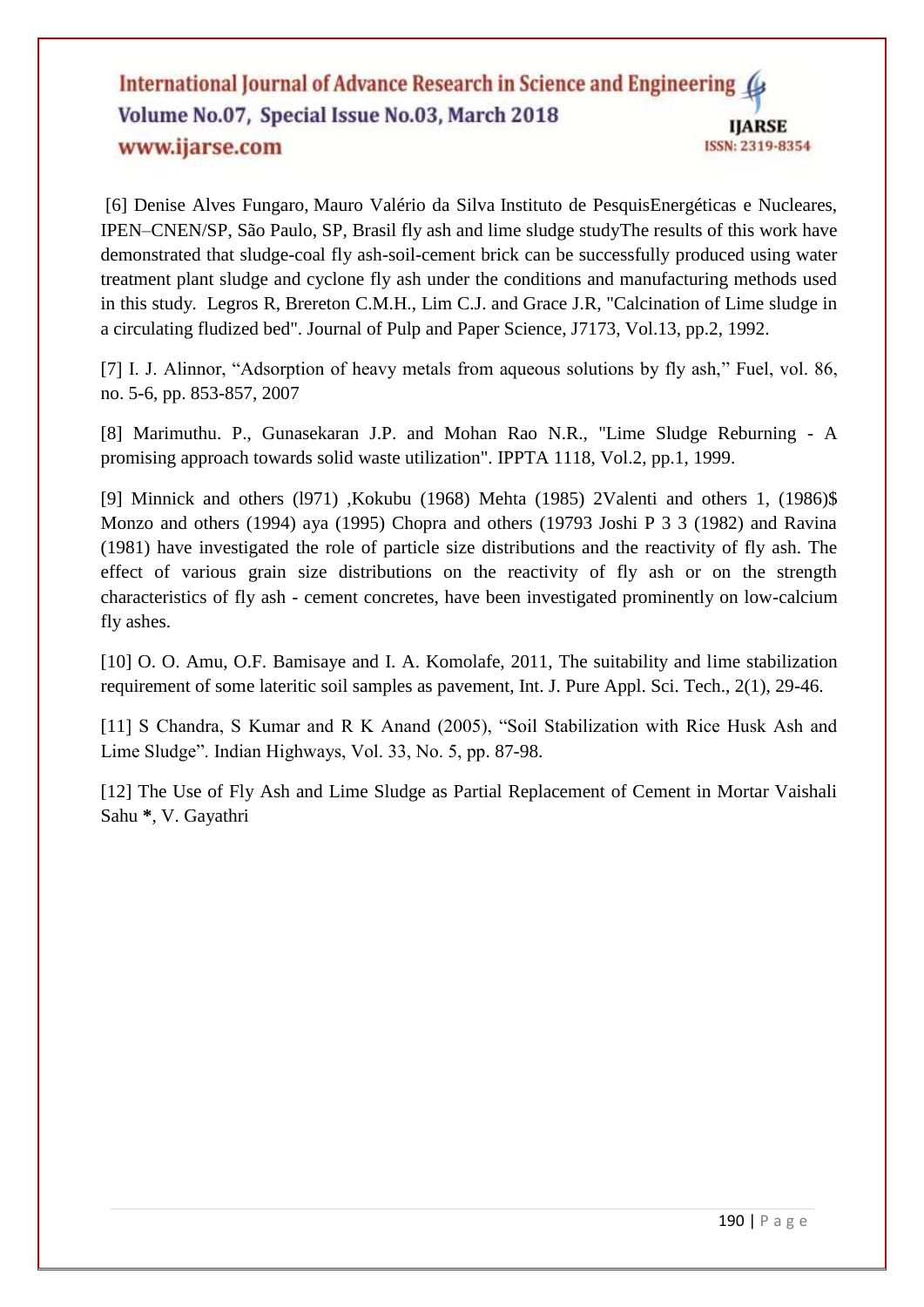[6] Denise Alves Fungaro, Mauro Valério da Silva Instituto de PesquisEnergéticas e Nucleares, IPEN–CNEN/SP, São Paulo, SP, Brasil fly ash and lime sludge studyThe results of this work have demonstrated that sludge-coal fly ash-soil-cement brick can be successfully produced using water treatment plant sludge and cyclone fly ash under the conditions and manufacturing methods used in this study. Legros R, Brereton C.M.H., Lim C.J. and Grace J.R, "Calcination of Lime sludge in a circulating fludized bed". Journal of Pulp and Paper Science, J7173, Vol.13, pp.2, 1992.

[7] I. J. Alinnor, "Adsorption of heavy metals from aqueous solutions by fly ash," Fuel, vol. 86, no. 5-6, pp. 853-857, 2007

[8] Marimuthu. P., Gunasekaran J.P. and Mohan Rao N.R., "Lime Sludge Reburning - A promising approach towards solid waste utilization". IPPTA 1118, Vol.2, pp.1, 1999.

[9] Minnick and others (l971) ,Kokubu (1968) Mehta (1985) 2Valenti and others 1, (1986)$ Monzo and others (1994) aya (1995) Chopra and others (19793 Joshi P 3 3 (1982) and Ravina (1981) have investigated the role of particle size distributions and the reactivity of fly ash. The effect of various grain size distributions on the reactivity of fly ash or on the strength characteristics of fly ash - cement concretes, have been investigated prominently on low-calcium fly ashes.

[10] O. O. Amu, O.F. Bamisaye and I. A. Komolafe, 2011, The suitability and lime stabilization requirement of some lateritic soil samples as pavement, Int. J. Pure Appl. Sci. Tech., 2(1), 29-46.

[11] S Chandra, S Kumar and R K Anand (2005), "Soil Stabilization with Rice Husk Ash and Lime Sludge". Indian Highways, Vol. 33, No. 5, pp. 87-98.

[12] The Use of Fly Ash and Lime Sludge as Partial Replacement of Cement in Mortar Vaishali Sahu **\***, V. Gayathri